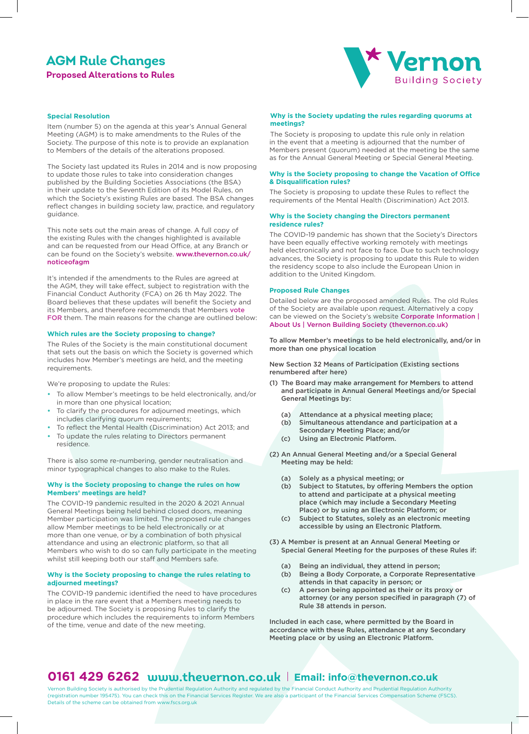# AGM Rule Changes

## Proposed Alterations to Rules

### Special Resolution

Item (number 5) on the agenda at this year's Annual General Meeting (AGM) is to make amendments to the Rules of the Society. The purpose of this note is to provide an explanation to Members of the details of the alterations proposed.

The Society last updated its Rules in 2014 and is now proposing to update those rules to take into consideration changes published by the Building Societies Associations (the BSA) in their update to the Seventh Edition of its Model Rules, on which the Society's existing Rules are based. The BSA changes reflect changes in building society law, practice, and regulatory guidance.

This note sets out the main areas of change. A full copy of the existing Rules with the changes highlighted is available and can be requested from our Head Office, at any Branch or can be found on the Society's website. **www.thevernon.co.uk/noticeofagm**

It's intended if the amendments to the Rules are agreed at the AGM, they will take effect, subject to registration with the Financial Conduct Authority (FCA) on 26 th May 2022. The Board believes that these updates will benefit the Society and its Members, and therefore recommends that Members **vote FOR** them. The main reasons for the change are outlined below:

### Which rules are the Society proposing to change?

The Rules of the Society are the main constitutional document that sets out the basis on which the Society is governed which includes how Member's meetings are held, and the meeting requirements.

We're proposing to update the Rules:

- To allow Member's meetings to be held electronically, and/or in more than one physical location;
- To clarify the procedures for adjourned meetings, which includes clarifying quorum requirements;
- To reflect the Mental Health (Discrimination) Act 2013; and
- To update the rules relating to Directors permanent residence.

There is also some re-numbering, gender neutralisation and minor typographical changes to also make to the Rules.

### Why is the Society proposing to change the rules on how Members' meetings are held?

The COVID-19 pandemic resulted in the 2020 & 2021 Annual General Meetings being held behind closed doors, meaning Member participation was limited. The proposed rule changes allow Member meetings to be held electronically or at more than one venue, or by a combination of both physical attendance and using an electronic platform, so that all Members who wish to do so can fully participate in the meeting whilst still keeping both our staff and Members safe.

### Why is the Society proposing to change the rules relating to adjourned meetings?

The COVID-19 pandemic identified the need to have procedures in place in the rare event that a Members meeting needs to be adjourned. The Society is proposing Rules to clarify the procedure which includes the requirements to inform Members of the time, venue and date of the new meeting.

### Why is the Society updating the rules regarding quorums at meetings?

The Society is proposing to update this rule only in relation in the event that a meeting is adjourned that the number of Members present (quorum) needed at the meeting be the same as for the Annual General Meeting or Special General Meeting.

### Why is the Society proposing to change the Vacation of Office & Disqualification rules?

The Society is proposing to update these Rules to reflect the requirements of the Mental Health (Discrimination) Act 2013.

### Why is the Society changing the Directors permanent residence rules?

The COVID-19 pandemic has shown that the Society's Directors have been equally effective working remotely with meetings held electronically and not face to face. Due to such technology advances, the Society is proposing to update this Rule to widen the residency scope to also include the European Union in addition to the United Kingdom.

### Proposed Rule Changes

Detailed below are the proposed amended Rules. The old Rules of the Society are available upon request. Alternatively a copy can be viewed on the Society's website Corporate Information | About Us | Vernon Building Society (thevernon.co.uk)

**To allow Member's meetings to be held electronically, and/or in more than one physical location**

**New Section 32 Means of Participation (Existing sections renumbered after here)**

**(1) The Board may make arrangement for Members to attend and participate in Annual General Meetings and/or Special General Meetings by:**

- **(a) Attendance at a physical meeting place;**
- **(b) Simultaneous attendance and participation at a Secondary Meeting Place; and/or**
- **(c) Using an Electronic Platform.**

**(2) An Annual General Meeting and/or a Special General Meeting may be held:**

- **(a) Solely as a physical meeting; or**
- **(b) Subject to Statutes, by offering Members the option to attend and participate at a physical meeting place (which may include a Secondary Meeting Place) or by using an Electronic Platform; or**
- **(c) Subject to Statutes, solely as an electronic meeting accessible by using an Electronic Platform.**

**(3) A Member is present at an Annual General Meeting or Special General Meeting for the purposes of these Rules if:**

- **(a) Being an individual, they attend in person;**
- **(b) Being a Body Corporate, a Corporate Representative attends in that capacity in person; or**
- **(c) A person being appointed as their or its proxy or attorney (or any person specified in paragraph (7) of Rule 38 attends in person.**

**Included in each case, where permitted by the Board in accordance with these Rules, attendance at any Secondary Meeting place or by using an Electronic Platform.**

**0161 429 6262 www.thevernon.co.uk | Email: info@thevernon.co.uk**

Vernon Building Society is authorised by the Prudential Regulation Authority and regulated by the Financial Conduct Authority and Prudential Regulation Authority (registration number 195475). You can check this on the Financial Services Register. We are also a participant of the Financial Services Compensation Scheme (FSCS). Details of the scheme can be obtained from www.fscs.org.uk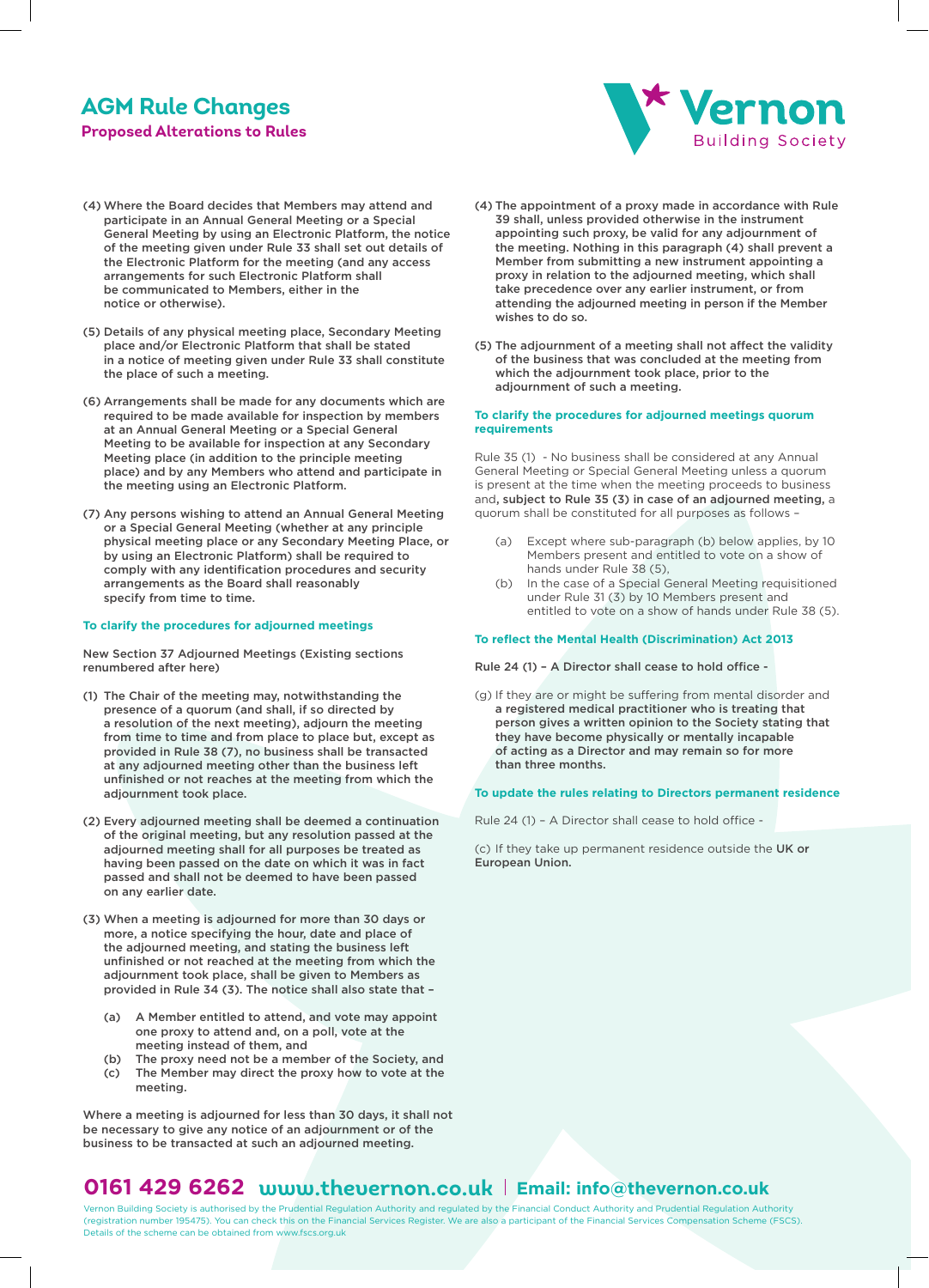# AGM Rule Changes

## Proposed Alterations to Rules

(4) Where the Board decides that Members may attend and participate in an Annual General Meeting or a Special General Meeting by using an Electronic Platform, the notice of the meeting given under Rule 33 shall set out details of the Electronic Platform for the meeting (and any access arrangements for such Electronic Platform shall be communicated to Members, either in the notice or otherwise).

(5) Details of any physical meeting place, Secondary Meeting place and/or Electronic Platform that shall be stated in a notice of meeting given under Rule 33 shall constitute the place of such a meeting.

(6) Arrangements shall be made for any documents which are required to be made available for inspection by members at an Annual General Meeting or a Special General Meeting to be available for inspection at any Secondary Meeting place (in addition to the principle meeting place) and by any Members who attend and participate in the meeting using an Electronic Platform.

(7) Any persons wishing to attend an Annual General Meeting or a Special General Meeting (whether at any principle physical meeting place or any Secondary Meeting Place, or by using an Electronic Platform) shall be required to comply with any identification procedures and security arrangements as the Board shall reasonably specify from time to time.

### To clarify the procedures for adjourned meetings

New Section 37 Adjourned Meetings (Existing sections renumbered after here)

(1) The Chair of the meeting may, notwithstanding the presence of a quorum (and shall, if so directed by a resolution of the next meeting), adjourn the meeting from time to time and from place to place but, except as provided in Rule 38 (7), no business shall be transacted at any adjourned meeting other than the business left unfinished or not reaches at the meeting from which the adjournment took place.

(2) Every adjourned meeting shall be deemed a continuation of the original meeting, but any resolution passed at the adjourned meeting shall for all purposes be treated as having been passed on the date on which it was in fact passed and shall not be deemed to have been passed on any earlier date.

(3) When a meeting is adjourned for more than 30 days or more, a notice specifying the hour, date and place of the adjourned meeting, and stating the business left unfinished or not reached at the meeting from which the adjournment took place, shall be given to Members as provided in Rule 34 (3). The notice shall also state that –

- (a) A Member entitled to attend, and vote may appoint one proxy to attend and, on a poll, vote at the meeting instead of them, and
- (b) The proxy need not be a member of the Society, and
- (c) The Member may direct the proxy how to vote at the meeting.

Where a meeting is adjourned for less than 30 days, it shall not be necessary to give any notice of an adjournment or of the business to be transacted at such an adjourned meeting.

(4) The appointment of a proxy made in accordance with Rule 39 shall, unless provided otherwise in the instrument appointing such proxy, be valid for any adjournment of the meeting. Nothing in this paragraph (4) shall prevent a Member from submitting a new instrument appointing a proxy in relation to the adjourned meeting, which shall take precedence over any earlier instrument, or from attending the adjourned meeting in person if the Member wishes to do so.

(5) The adjournment of a meeting shall not affect the validity of the business that was concluded at the meeting from which the adjournment took place, prior to the adjournment of such a meeting.

### To clarify the procedures for adjourned meetings quorum requirements

Rule 35 (1) - No business shall be considered at any Annual General Meeting or Special General Meeting unless a quorum is present at the time when the meeting proceeds to business and, **subject to Rule 35 (3) in case of an adjourned meeting,** a quorum shall be constituted for all purposes as follows –

- (a) Except where sub-paragraph (b) below applies, by 10 Members present and entitled to vote on a show of hands under Rule 38 (5),
- (b) In the case of a Special General Meeting requisitioned under Rule 31 (3) by 10 Members present and entitled to vote on a show of hands under Rule 38 (5).

### To reflect the Mental Health (Discrimination) Act 2013

Rule 24 (1) – A Director shall cease to hold office -

(g) If they are or might be suffering from mental disorder and **a registered medical practitioner who is treating that person gives a written opinion to the Society stating that they have become physically or mentally incapable of acting as a Director and may remain so for more than three months.**

### To update the rules relating to Directors permanent residence

Rule 24 (1) – A Director shall cease to hold office -

(c) If they take up permanent residence outside the **UK or European Union.**

**0161 429 6262 www.thevernon.co.uk | Email: info@thevernon.co.uk**

Vernon Building Society is authorised by the Prudential Regulation Authority and regulated by the Financial Conduct Authority and Prudential Regulation Authority (registration number 195475). You can check this on the Financial Services Register. We are also a participant of the Financial Services Compensation Scheme (FSCS). Details of the scheme can be obtained from www.fscs.org.uk